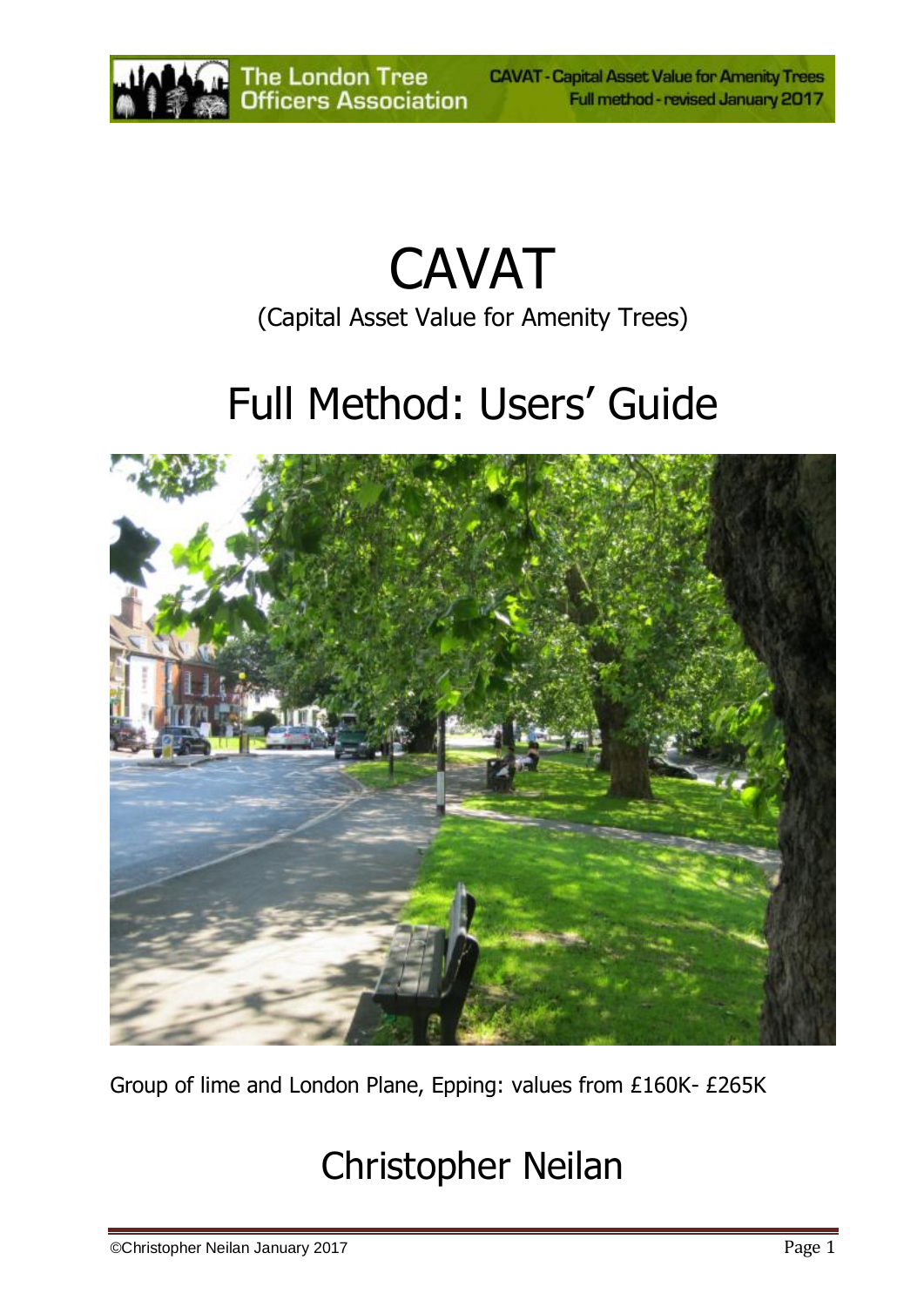# CAVAT

(Capital Asset Value for Amenity Trees)

# Full Method: Users' Guide

Group of lime and London Plane, Epping: values from £160K- £265K

## Christopher Neilan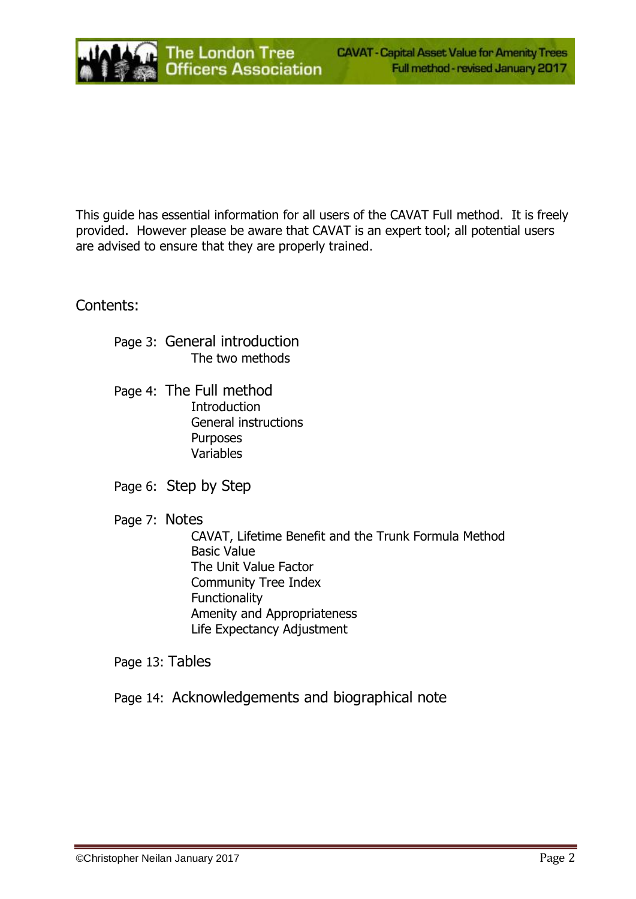This guide has essential information for all users of the CAVAT Full method. It is freely provided. However please be aware that CAVAT is an expert tool; all potential users are advised to ensure that they are properly trained.

## Contents:

- Page 3: General introduction
  - The two methods
- Page 4: The Full method
  - Introduction
  - General instructions
  - Purposes
  - Variables
- Page 6: Step by Step
- Page 7: Notes
  - CAVAT, Lifetime Benefit and the Trunk Formula Method
  - Basic Value
  - The Unit Value Factor
  - Community Tree Index
  - Functionality
  - Amenity and Appropriateness
  - Life Expectancy Adjustment
- Page 13: Tables
- Page 14: Acknowledgements and biographical note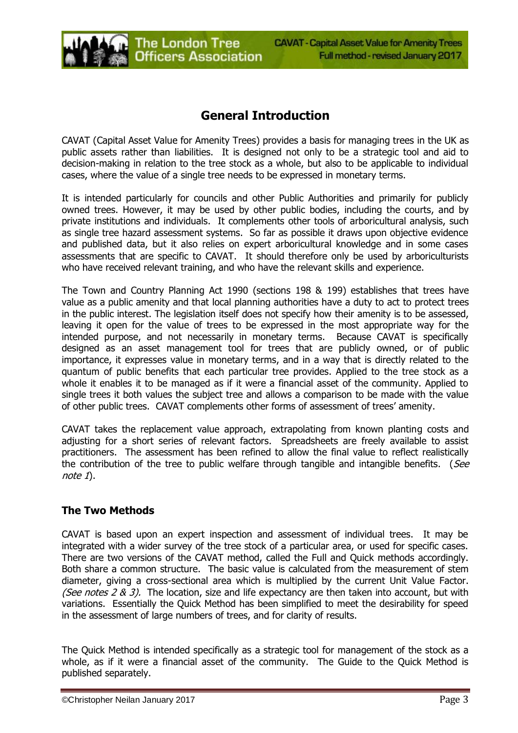# General Introduction

CAVAT (Capital Asset Value for Amenity Trees) provides a basis for managing trees in the UK as public assets rather than liabilities. It is designed not only to be a strategic tool and aid to decision-making in relation to the tree stock as a whole, but also to be applicable to individual cases, where the value of a single tree needs to be expressed in monetary terms.

It is intended particularly for councils and other Public Authorities and primarily for publicly owned trees. However, it may be used by other public bodies, including the courts, and by private institutions and individuals. It complements other tools of arboricultural analysis, such as single tree hazard assessment systems. So far as possible it draws upon objective evidence and published data, but it also relies on expert arboricultural knowledge and in some cases assessments that are specific to CAVAT. It should therefore only be used by arboriculturists who have received relevant training, and who have the relevant skills and experience.

The Town and Country Planning Act 1990 (sections 198 & 199) establishes that trees have value as a public amenity and that local planning authorities have a duty to act to protect trees in the public interest. The legislation itself does not specify how their amenity is to be assessed, leaving it open for the value of trees to be expressed in the most appropriate way for the intended purpose, and not necessarily in monetary terms. Because CAVAT is specifically designed as an asset management tool for trees that are publicly owned, or of public importance, it expresses value in monetary terms, and in a way that is directly related to the quantum of public benefits that each particular tree provides. Applied to the tree stock as a whole it enables it to be managed as if it were a financial asset of the community. Applied to single trees it both values the subject tree and allows a comparison to be made with the value of other public trees. CAVAT complements other forms of assessment of trees' amenity.

CAVAT takes the replacement value approach, extrapolating from known planting costs and adjusting for a short series of relevant factors. Spreadsheets are freely available to assist practitioners. The assessment has been refined to allow the final value to reflect realistically the contribution of the tree to public welfare through tangible and intangible benefits. (*See note 1*).

## The Two Methods

CAVAT is based upon an expert inspection and assessment of individual trees. It may be integrated with a wider survey of the tree stock of a particular area, or used for specific cases. There are two versions of the CAVAT method, called the Full and Quick methods accordingly. Both share a common structure. The basic value is calculated from the measurement of stem diameter, giving a cross-sectional area which is multiplied by the current Unit Value Factor. *(See notes 2 & 3).* The location, size and life expectancy are then taken into account, but with variations. Essentially the Quick Method has been simplified to meet the desirability for speed in the assessment of large numbers of trees, and for clarity of results.

The Quick Method is intended specifically as a strategic tool for management of the stock as a whole, as if it were a financial asset of the community. The Guide to the Quick Method is published separately.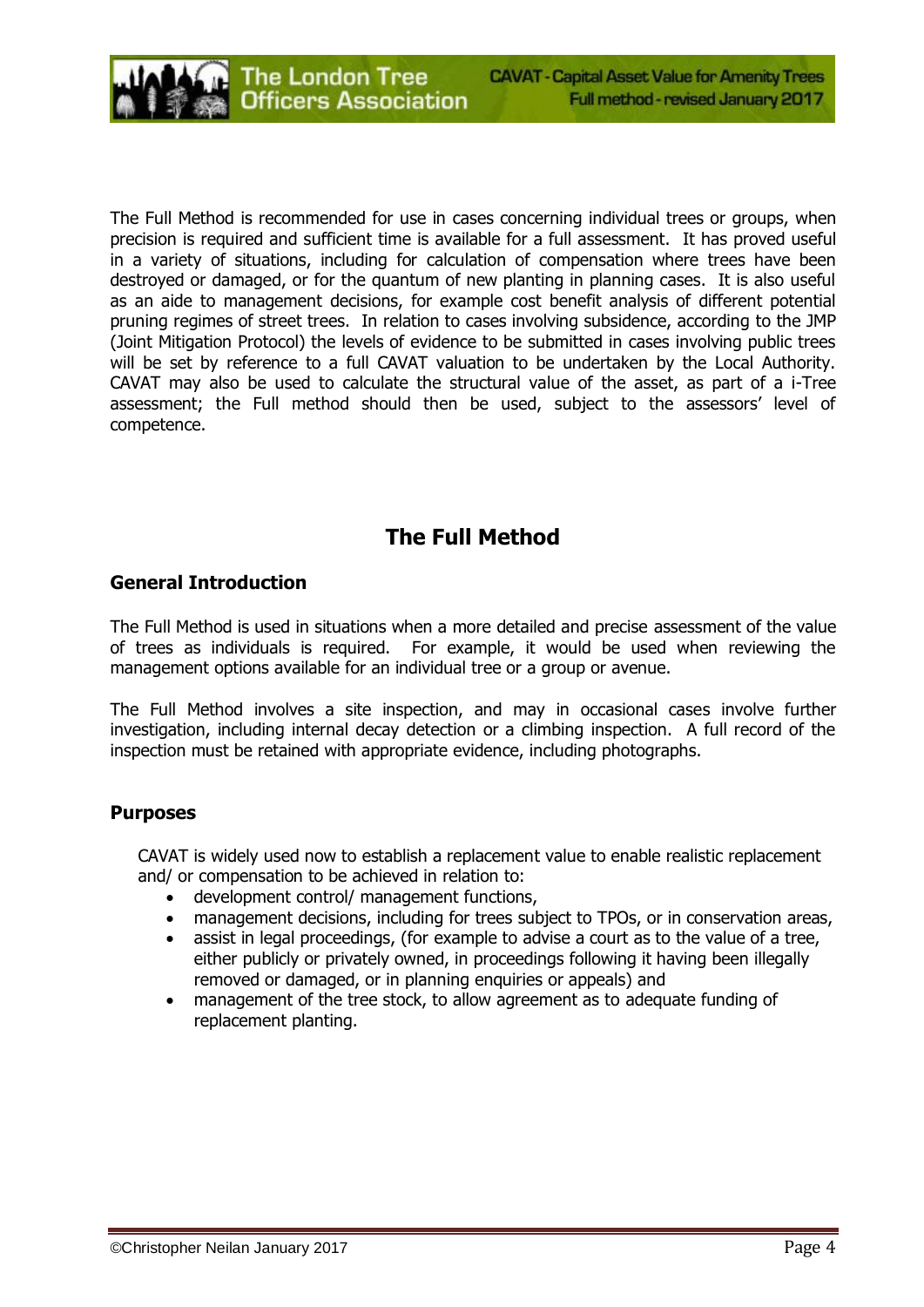The Full Method is recommended for use in cases concerning individual trees or groups, when precision is required and sufficient time is available for a full assessment. It has proved useful in a variety of situations, including for calculation of compensation where trees have been destroyed or damaged, or for the quantum of new planting in planning cases. It is also useful as an aide to management decisions, for example cost benefit analysis of different potential pruning regimes of street trees. In relation to cases involving subsidence, according to the JMP (Joint Mitigation Protocol) the levels of evidence to be submitted in cases involving public trees will be set by reference to a full CAVAT valuation to be undertaken by the Local Authority. CAVAT may also be used to calculate the structural value of the asset, as part of a i-Tree assessment; the Full method should then be used, subject to the assessors' level of competence.

# The Full Method

## General Introduction

The Full Method is used in situations when a more detailed and precise assessment of the value of trees as individuals is required. For example, it would be used when reviewing the management options available for an individual tree or a group or avenue.

The Full Method involves a site inspection, and may in occasional cases involve further investigation, including internal decay detection or a climbing inspection. A full record of the inspection must be retained with appropriate evidence, including photographs.

## Purposes

CAVAT is widely used now to establish a replacement value to enable realistic replacement and/ or compensation to be achieved in relation to:

- development control/ management functions,
- management decisions, including for trees subject to TPOs, or in conservation areas,
- assist in legal proceedings, (for example to advise a court as to the value of a tree, either publicly or privately owned, in proceedings following it having been illegally removed or damaged, or in planning enquiries or appeals) and
- management of the tree stock, to allow agreement as to adequate funding of replacement planting.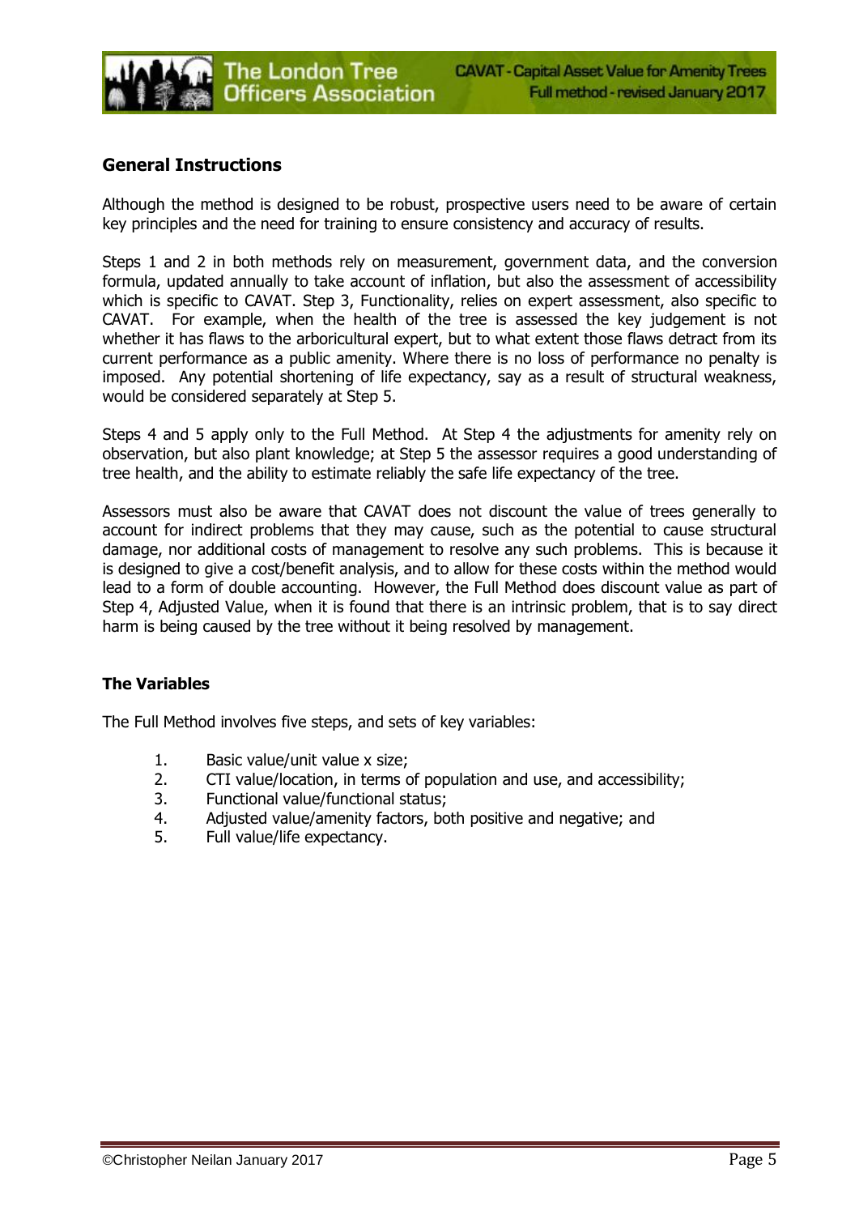## General Instructions

Although the method is designed to be robust, prospective users need to be aware of certain key principles and the need for training to ensure consistency and accuracy of results.

Steps 1 and 2 in both methods rely on measurement, government data, and the conversion formula, updated annually to take account of inflation, but also the assessment of accessibility which is specific to CAVAT. Step 3, Functionality, relies on expert assessment, also specific to CAVAT. For example, when the health of the tree is assessed the key judgement is not whether it has flaws to the arboricultural expert, but to what extent those flaws detract from its current performance as a public amenity. Where there is no loss of performance no penalty is imposed. Any potential shortening of life expectancy, say as a result of structural weakness, would be considered separately at Step 5.

Steps 4 and 5 apply only to the Full Method. At Step 4 the adjustments for amenity rely on observation, but also plant knowledge; at Step 5 the assessor requires a good understanding of tree health, and the ability to estimate reliably the safe life expectancy of the tree.

Assessors must also be aware that CAVAT does not discount the value of trees generally to account for indirect problems that they may cause, such as the potential to cause structural damage, nor additional costs of management to resolve any such problems. This is because it is designed to give a cost/benefit analysis, and to allow for these costs within the method would lead to a form of double accounting. However, the Full Method does discount value as part of Step 4, Adjusted Value, when it is found that there is an intrinsic problem, that is to say direct harm is being caused by the tree without it being resolved by management.

## The Variables

The Full Method involves five steps, and sets of key variables:

1. Basic value/unit value x size;
2. CTI value/location, in terms of population and use, and accessibility;
3. Functional value/functional status;
4. Adjusted value/amenity factors, both positive and negative; and
5. Full value/life expectancy.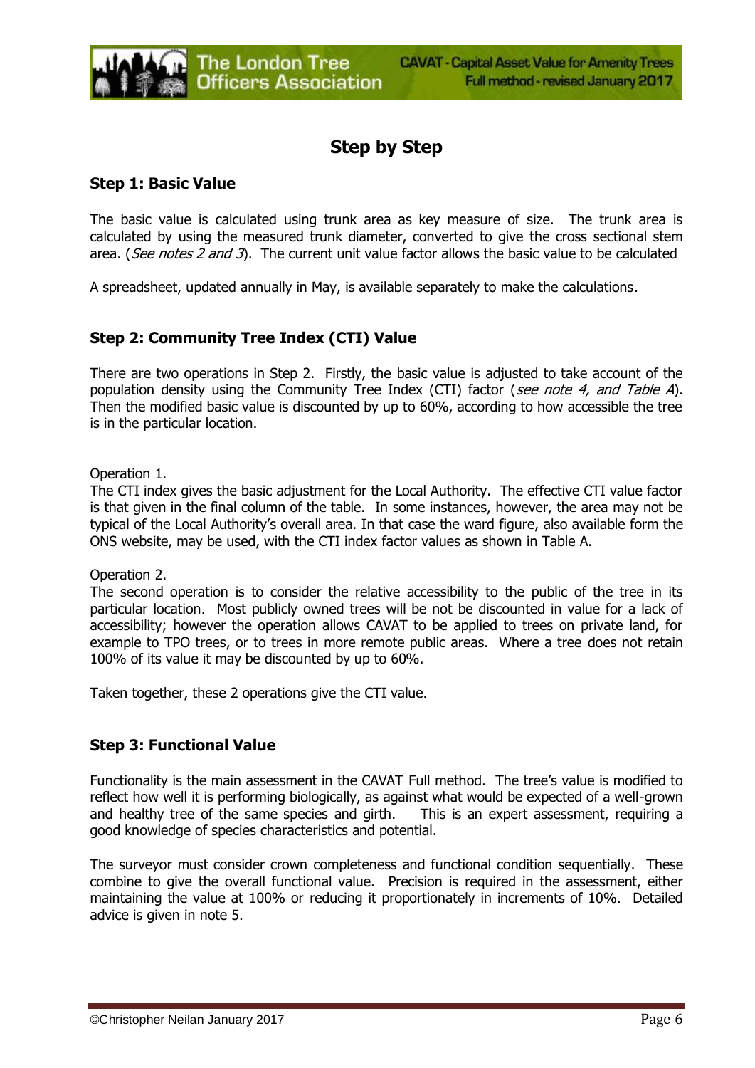# Step by Step

## Step 1: Basic Value

The basic value is calculated using trunk area as key measure of size. The trunk area is calculated by using the measured trunk diameter, converted to give the cross sectional stem area. (*See notes 2 and 3*). The current unit value factor allows the basic value to be calculated

A spreadsheet, updated annually in May, is available separately to make the calculations.

## Step 2: Community Tree Index (CTI) Value

There are two operations in Step 2. Firstly, the basic value is adjusted to take account of the population density using the Community Tree Index (CTI) factor (*see note 4, and Table A*). Then the modified basic value is discounted by up to 60%, according to how accessible the tree is in the particular location.

Operation 1.
The CTI index gives the basic adjustment for the Local Authority. The effective CTI value factor is that given in the final column of the table. In some instances, however, the area may not be typical of the Local Authority's overall area. In that case the ward figure, also available form the ONS website, may be used, with the CTI index factor values as shown in Table A.

Operation 2.
The second operation is to consider the relative accessibility to the public of the tree in its particular location. Most publicly owned trees will be not be discounted in value for a lack of accessibility; however the operation allows CAVAT to be applied to trees on private land, for example to TPO trees, or to trees in more remote public areas. Where a tree does not retain 100% of its value it may be discounted by up to 60%.

Taken together, these 2 operations give the CTI value.

## Step 3: Functional Value

Functionality is the main assessment in the CAVAT Full method. The tree's value is modified to reflect how well it is performing biologically, as against what would be expected of a well-grown and healthy tree of the same species and girth. This is an expert assessment, requiring a good knowledge of species characteristics and potential.

The surveyor must consider crown completeness and functional condition sequentially. These combine to give the overall functional value. Precision is required in the assessment, either maintaining the value at 100% or reducing it proportionately in increments of 10%. Detailed advice is given in note 5.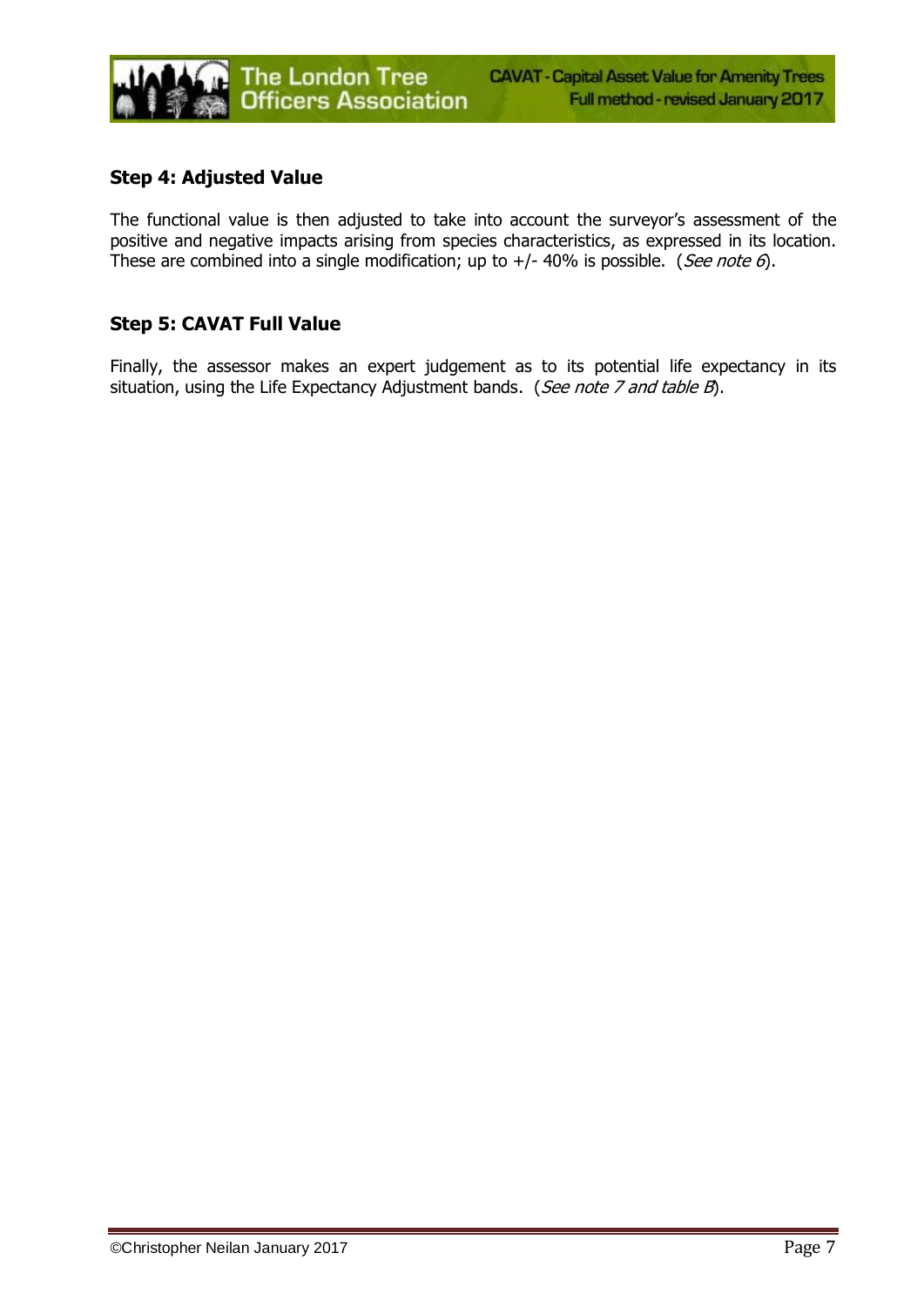### Step 4: Adjusted Value

The functional value is then adjusted to take into account the surveyor's assessment of the positive and negative impacts arising from species characteristics, as expressed in its location. These are combined into a single modification; up to +/- 40% is possible. (*See note 6*).

### Step 5: CAVAT Full Value

Finally, the assessor makes an expert judgement as to its potential life expectancy in its situation, using the Life Expectancy Adjustment bands. (*See note 7 and table B*).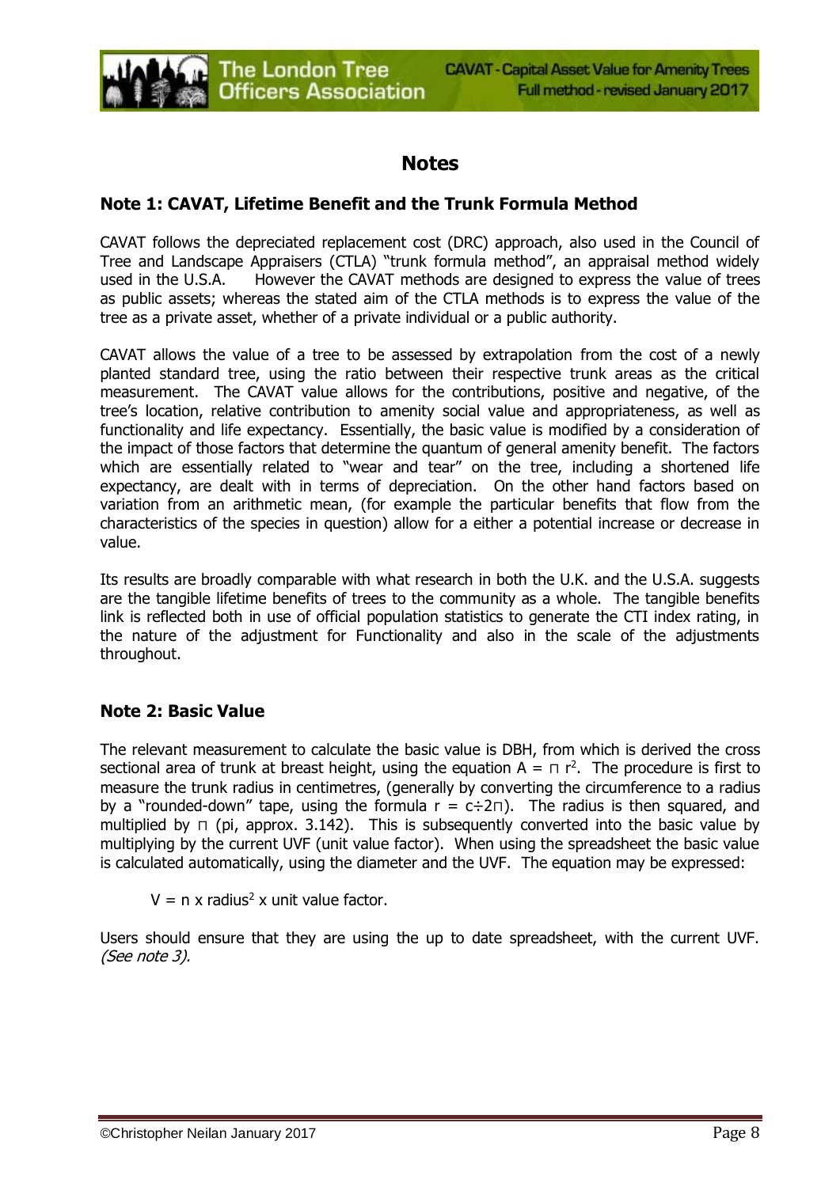# Notes

## Note 1: CAVAT, Lifetime Benefit and the Trunk Formula Method

CAVAT follows the depreciated replacement cost (DRC) approach, also used in the Council of Tree and Landscape Appraisers (CTLA) "trunk formula method", an appraisal method widely used in the U.S.A. However the CAVAT methods are designed to express the value of trees as public assets; whereas the stated aim of the CTLA methods is to express the value of the tree as a private asset, whether of a private individual or a public authority.

CAVAT allows the value of a tree to be assessed by extrapolation from the cost of a newly planted standard tree, using the ratio between their respective trunk areas as the critical measurement. The CAVAT value allows for the contributions, positive and negative, of the tree's location, relative contribution to amenity social value and appropriateness, as well as functionality and life expectancy. Essentially, the basic value is modified by a consideration of the impact of those factors that determine the quantum of general amenity benefit. The factors which are essentially related to "wear and tear" on the tree, including a shortened life expectancy, are dealt with in terms of depreciation. On the other hand factors based on variation from an arithmetic mean, (for example the particular benefits that flow from the characteristics of the species in question) allow for a either a potential increase or decrease in value.

Its results are broadly comparable with what research in both the U.K. and the U.S.A. suggests are the tangible lifetime benefits of trees to the community as a whole. The tangible benefits link is reflected both in use of official population statistics to generate the CTI index rating, in the nature of the adjustment for Functionality and also in the scale of the adjustments throughout.

## Note 2: Basic Value

The relevant measurement to calculate the basic value is DBH, from which is derived the cross sectional area of trunk at breast height, using the equation $A = \pi r^2$. The procedure is first to measure the trunk radius in centimetres, (generally by converting the circumference to a radius by a "rounded-down" tape, using the formula $r = c \div 2\pi$). The radius is then squared, and multiplied by $\pi$ (pi, approx. 3.142). This is subsequently converted into the basic value by multiplying by the current UVF (unit value factor). When using the spreadsheet the basic value is calculated automatically, using the diameter and the UVF. The equation may be expressed:

$V = \pi \times \text{radius}^2 \times \text{unit value factor}$.

Users should ensure that they are using the up to date spreadsheet, with the current UVF. *(See note 3).*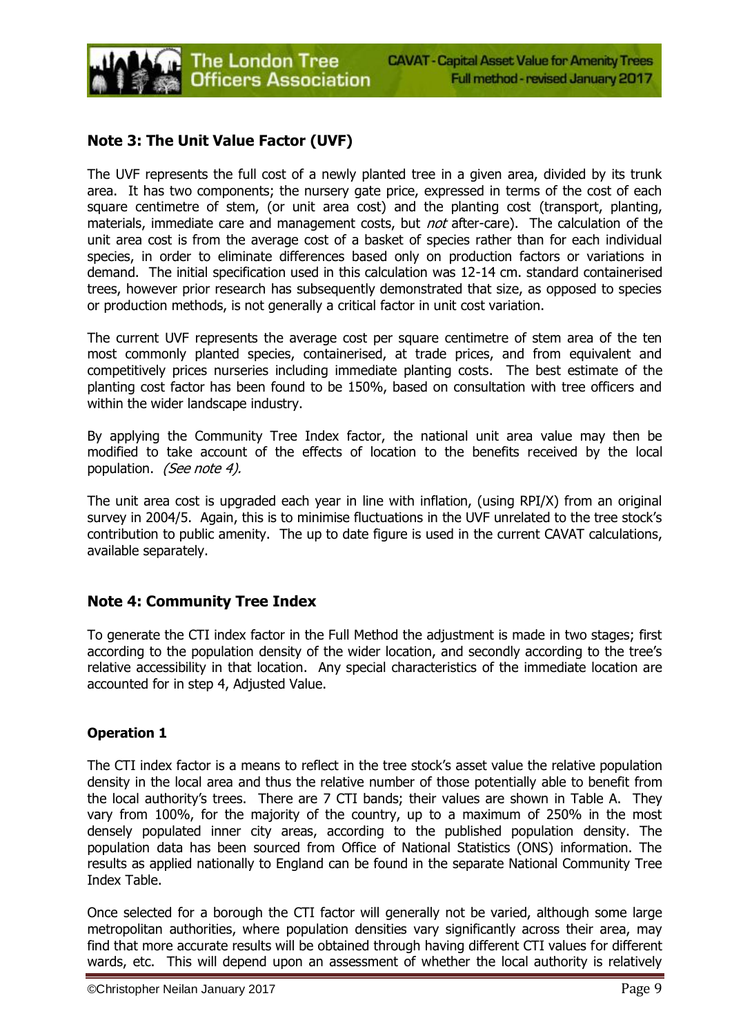## Note 3: The Unit Value Factor (UVF)

The UVF represents the full cost of a newly planted tree in a given area, divided by its trunk area. It has two components; the nursery gate price, expressed in terms of the cost of each square centimetre of stem, (or unit area cost) and the planting cost (transport, planting, materials, immediate care and management costs, but *not* after-care). The calculation of the unit area cost is from the average cost of a basket of species rather than for each individual species, in order to eliminate differences based only on production factors or variations in demand. The initial specification used in this calculation was 12-14 cm. standard containerised trees, however prior research has subsequently demonstrated that size, as opposed to species or production methods, is not generally a critical factor in unit cost variation.

The current UVF represents the average cost per square centimetre of stem area of the ten most commonly planted species, containerised, at trade prices, and from equivalent and competitively prices nurseries including immediate planting costs. The best estimate of the planting cost factor has been found to be 150%, based on consultation with tree officers and within the wider landscape industry.

By applying the Community Tree Index factor, the national unit area value may then be modified to take account of the effects of location to the benefits received by the local population. *(See note 4).*

The unit area cost is upgraded each year in line with inflation, (using RPI/X) from an original survey in 2004/5. Again, this is to minimise fluctuations in the UVF unrelated to the tree stock's contribution to public amenity. The up to date figure is used in the current CAVAT calculations, available separately.

## Note 4: Community Tree Index

To generate the CTI index factor in the Full Method the adjustment is made in two stages; first according to the population density of the wider location, and secondly according to the tree's relative accessibility in that location. Any special characteristics of the immediate location are accounted for in step 4, Adjusted Value.

### Operation 1

The CTI index factor is a means to reflect in the tree stock's asset value the relative population density in the local area and thus the relative number of those potentially able to benefit from the local authority's trees. There are 7 CTI bands; their values are shown in Table A. They vary from 100%, for the majority of the country, up to a maximum of 250% in the most densely populated inner city areas, according to the published population density. The population data has been sourced from Office of National Statistics (ONS) information. The results as applied nationally to England can be found in the separate National Community Tree Index Table.

Once selected for a borough the CTI factor will generally not be varied, although some large metropolitan authorities, where population densities vary significantly across their area, may find that more accurate results will be obtained through having different CTI values for different wards, etc. This will depend upon an assessment of whether the local authority is relatively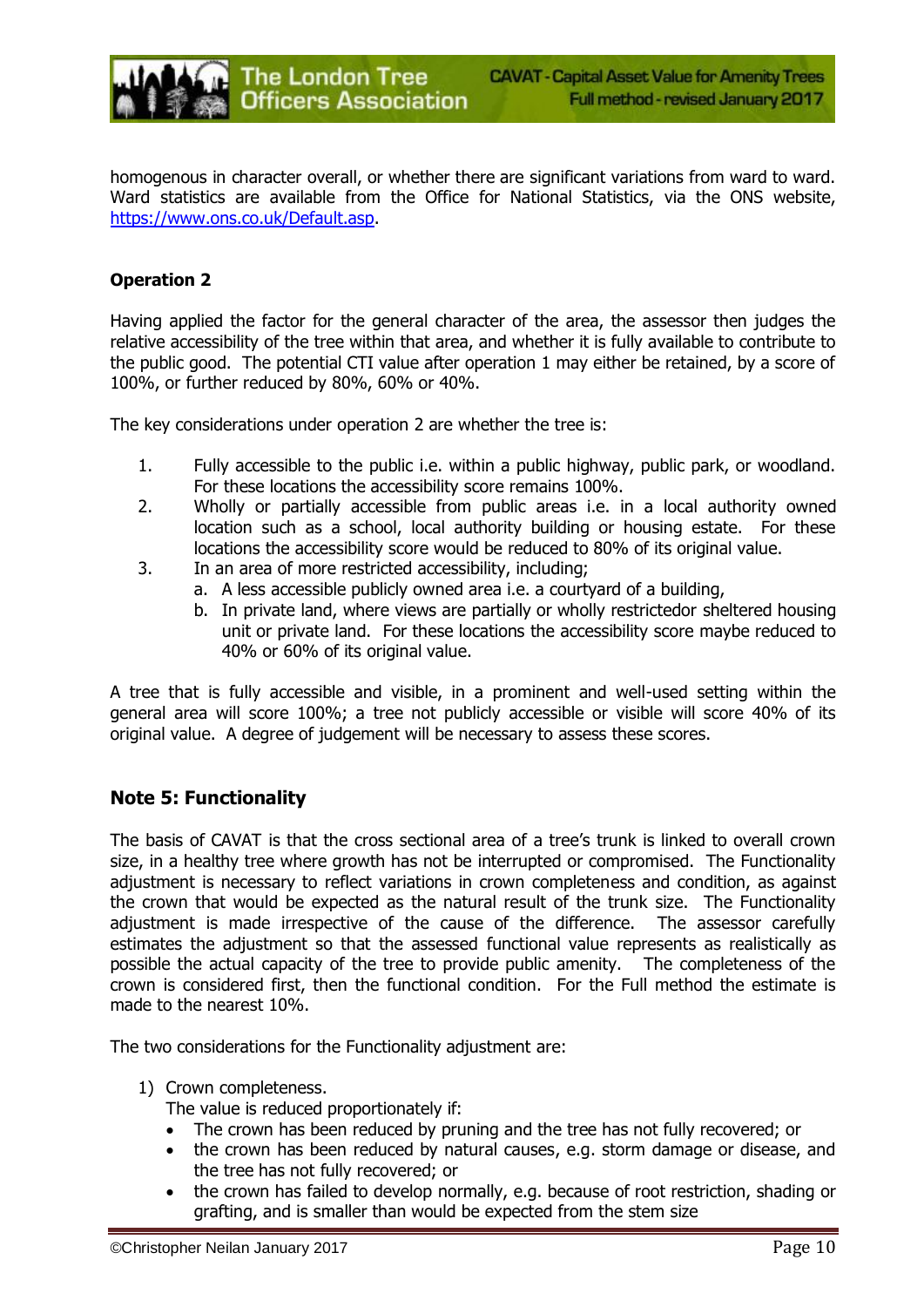homogenous in character overall, or whether there are significant variations from ward to ward. Ward statistics are available from the Office for National Statistics, via the ONS website, https://www.ons.co.uk/Default.asp.

**Operation 2**

Having applied the factor for the general character of the area, the assessor then judges the relative accessibility of the tree within that area, and whether it is fully available to contribute to the public good. The potential CTI value after operation 1 may either be retained, by a score of 100%, or further reduced by 80%, 60% or 40%.

The key considerations under operation 2 are whether the tree is:

1. Fully accessible to the public i.e. within a public highway, public park, or woodland. For these locations the accessibility score remains 100%.
2. Wholly or partially accessible from public areas i.e. in a local authority owned location such as a school, local authority building or housing estate. For these locations the accessibility score would be reduced to 80% of its original value.
3. In an area of more restricted accessibility, including;
   a. A less accessible publicly owned area i.e. a courtyard of a building,
   b. In private land, where views are partially or wholly restrictedor sheltered housing unit or private land. For these locations the accessibility score maybe reduced to 40% or 60% of its original value.

A tree that is fully accessible and visible, in a prominent and well-used setting within the general area will score 100%; a tree not publicly accessible or visible will score 40% of its original value. A degree of judgement will be necessary to assess these scores.

## Note 5: Functionality

The basis of CAVAT is that the cross sectional area of a tree's trunk is linked to overall crown size, in a healthy tree where growth has not be interrupted or compromised. The Functionality adjustment is necessary to reflect variations in crown completeness and condition, as against the crown that would be expected as the natural result of the trunk size. The Functionality adjustment is made irrespective of the cause of the difference. The assessor carefully estimates the adjustment so that the assessed functional value represents as realistically as possible the actual capacity of the tree to provide public amenity. The completeness of the crown is considered first, then the functional condition. For the Full method the estimate is made to the nearest 10%.

The two considerations for the Functionality adjustment are:

1) Crown completeness.
   The value is reduced proportionately if:
   - The crown has been reduced by pruning and the tree has not fully recovered; or
   - the crown has been reduced by natural causes, e.g. storm damage or disease, and the tree has not fully recovered; or
   - the crown has failed to develop normally, e.g. because of root restriction, shading or grafting, and is smaller than would be expected from the stem size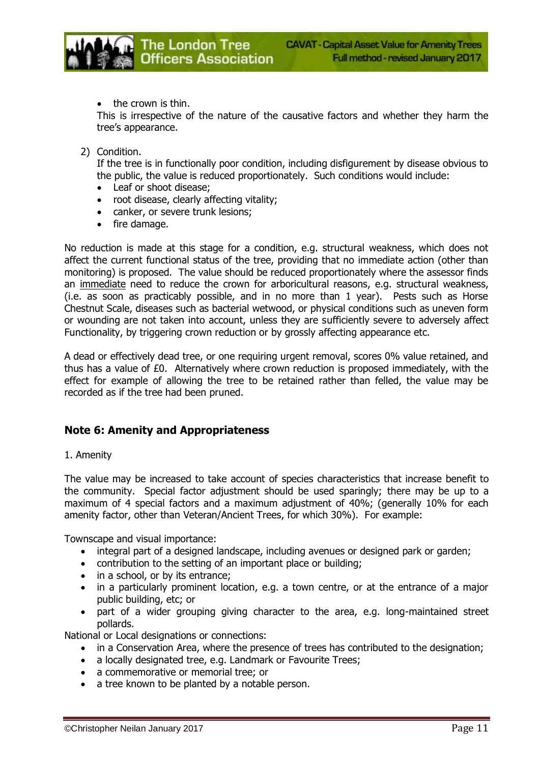- the crown is thin.

This is irrespective of the nature of the causative factors and whether they harm the tree's appearance.

2) Condition.

If the tree is in functionally poor condition, including disfigurement by disease obvious to the public, the value is reduced proportionately. Such conditions would include:

- Leaf or shoot disease;
- root disease, clearly affecting vitality;
- canker, or severe trunk lesions;
- fire damage.

No reduction is made at this stage for a condition, e.g. structural weakness, which does not affect the current functional status of the tree, providing that no immediate action (other than monitoring) is proposed. The value should be reduced proportionately where the assessor finds an <u>immediate</u> need to reduce the crown for arboricultural reasons, e.g. structural weakness, (i.e. as soon as practicably possible, and in no more than 1 year). Pests such as Horse Chestnut Scale, diseases such as bacterial wetwood, or physical conditions such as uneven form or wounding are not taken into account, unless they are sufficiently severe to adversely affect Functionality, by triggering crown reduction or by grossly affecting appearance etc.

A dead or effectively dead tree, or one requiring urgent removal, scores 0% value retained, and thus has a value of £0. Alternatively where crown reduction is proposed immediately, with the effect for example of allowing the tree to be retained rather than felled, the value may be recorded as if the tree had been pruned.

## Note 6: Amenity and Appropriateness

1. Amenity

The value may be increased to take account of species characteristics that increase benefit to the community. Special factor adjustment should be used sparingly; there may be up to a maximum of 4 special factors and a maximum adjustment of 40%; (generally 10% for each amenity factor, other than Veteran/Ancient Trees, for which 30%). For example:

Townscape and visual importance:

- integral part of a designed landscape, including avenues or designed park or garden;
- contribution to the setting of an important place or building;
- in a school, or by its entrance;
- in a particularly prominent location, e.g. a town centre, or at the entrance of a major public building, etc; or
- part of a wider grouping giving character to the area, e.g. long-maintained street pollards.

National or Local designations or connections:

- in a Conservation Area, where the presence of trees has contributed to the designation;
- a locally designated tree, e.g. Landmark or Favourite Trees;
- a commemorative or memorial tree; or
- a tree known to be planted by a notable person.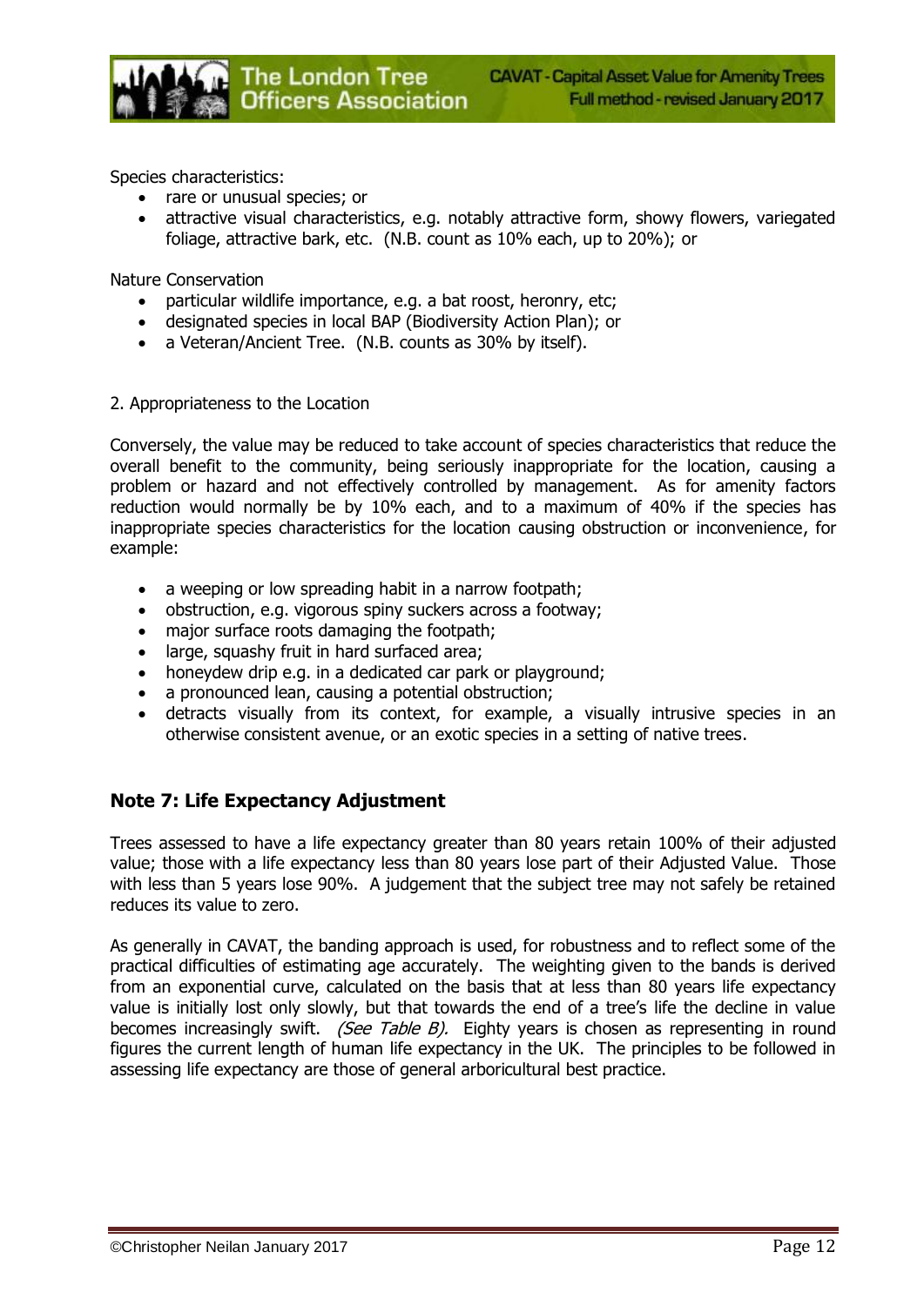Species characteristics:

- rare or unusual species; or
- attractive visual characteristics, e.g. notably attractive form, showy flowers, variegated foliage, attractive bark, etc. (N.B. count as 10% each, up to 20%); or

Nature Conservation

- particular wildlife importance, e.g. a bat roost, heronry, etc;
- designated species in local BAP (Biodiversity Action Plan); or
- a Veteran/Ancient Tree. (N.B. counts as 30% by itself).

2. Appropriateness to the Location

Conversely, the value may be reduced to take account of species characteristics that reduce the overall benefit to the community, being seriously inappropriate for the location, causing a problem or hazard and not effectively controlled by management. As for amenity factors reduction would normally be by 10% each, and to a maximum of 40% if the species has inappropriate species characteristics for the location causing obstruction or inconvenience, for example:

- a weeping or low spreading habit in a narrow footpath;
- obstruction, e.g. vigorous spiny suckers across a footway;
- major surface roots damaging the footpath;
- large, squashy fruit in hard surfaced area;
- honeydew drip e.g. in a dedicated car park or playground;
- a pronounced lean, causing a potential obstruction;
- detracts visually from its context, for example, a visually intrusive species in an otherwise consistent avenue, or an exotic species in a setting of native trees.

## Note 7: Life Expectancy Adjustment

Trees assessed to have a life expectancy greater than 80 years retain 100% of their adjusted value; those with a life expectancy less than 80 years lose part of their Adjusted Value. Those with less than 5 years lose 90%. A judgement that the subject tree may not safely be retained reduces its value to zero.

As generally in CAVAT, the banding approach is used, for robustness and to reflect some of the practical difficulties of estimating age accurately. The weighting given to the bands is derived from an exponential curve, calculated on the basis that at less than 80 years life expectancy value is initially lost only slowly, but that towards the end of a tree's life the decline in value becomes increasingly swift. *(See Table B).* Eighty years is chosen as representing in round figures the current length of human life expectancy in the UK. The principles to be followed in assessing life expectancy are those of general arboricultural best practice.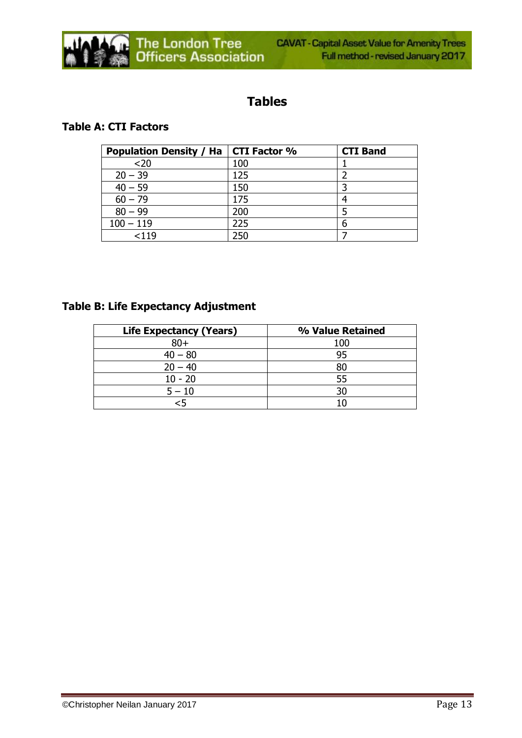# Tables

### Table A: CTI Factors

| Population Density / Ha | CTI Factor % | CTI Band |
|---|---|---|
| <20 | 100 | 1 |
| 20 – 39 | 125 | 2 |
| 40 – 59 | 150 | 3 |
| 60 – 79 | 175 | 4 |
| 80 – 99 | 200 | 5 |
| 100 – 119 | 225 | 6 |
| <119 | 250 | 7 |

### Table B: Life Expectancy Adjustment

| Life Expectancy (Years) | % Value Retained |
|---|---|
| 80+ | 100 |
| 40 – 80 | 95 |
| 20 – 40 | 80 |
| 10 - 20 | 55 |
| 5 – 10 | 30 |
| <5 | 10 |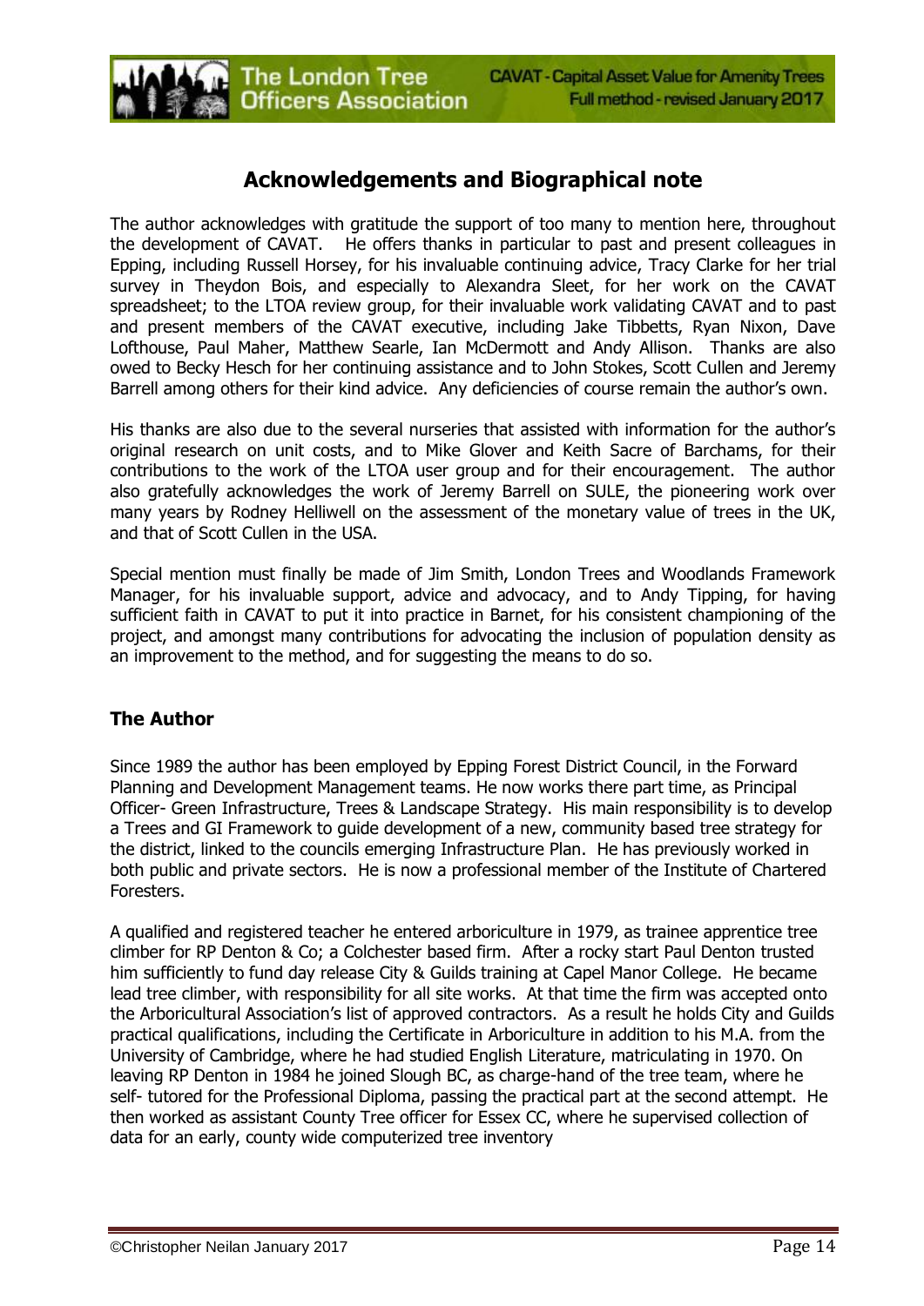## Acknowledgements and Biographical note

The author acknowledges with gratitude the support of too many to mention here, throughout the development of CAVAT. He offers thanks in particular to past and present colleagues in Epping, including Russell Horsey, for his invaluable continuing advice, Tracy Clarke for her trial survey in Theydon Bois, and especially to Alexandra Sleet, for her work on the CAVAT spreadsheet; to the LTOA review group, for their invaluable work validating CAVAT and to past and present members of the CAVAT executive, including Jake Tibbetts, Ryan Nixon, Dave Lofthouse, Paul Maher, Matthew Searle, Ian McDermott and Andy Allison. Thanks are also owed to Becky Hesch for her continuing assistance and to John Stokes, Scott Cullen and Jeremy Barrell among others for their kind advice. Any deficiencies of course remain the author's own.

His thanks are also due to the several nurseries that assisted with information for the author's original research on unit costs, and to Mike Glover and Keith Sacre of Barchams, for their contributions to the work of the LTOA user group and for their encouragement. The author also gratefully acknowledges the work of Jeremy Barrell on SULE, the pioneering work over many years by Rodney Helliwell on the assessment of the monetary value of trees in the UK, and that of Scott Cullen in the USA.

Special mention must finally be made of Jim Smith, London Trees and Woodlands Framework Manager, for his invaluable support, advice and advocacy, and to Andy Tipping, for having sufficient faith in CAVAT to put it into practice in Barnet, for his consistent championing of the project, and amongst many contributions for advocating the inclusion of population density as an improvement to the method, and for suggesting the means to do so.

### The Author

Since 1989 the author has been employed by Epping Forest District Council, in the Forward Planning and Development Management teams. He now works there part time, as Principal Officer- Green Infrastructure, Trees & Landscape Strategy. His main responsibility is to develop a Trees and GI Framework to guide development of a new, community based tree strategy for the district, linked to the councils emerging Infrastructure Plan. He has previously worked in both public and private sectors. He is now a professional member of the Institute of Chartered Foresters.

A qualified and registered teacher he entered arboriculture in 1979, as trainee apprentice tree climber for RP Denton & Co; a Colchester based firm. After a rocky start Paul Denton trusted him sufficiently to fund day release City & Guilds training at Capel Manor College. He became lead tree climber, with responsibility for all site works. At that time the firm was accepted onto the Arboricultural Association's list of approved contractors. As a result he holds City and Guilds practical qualifications, including the Certificate in Arboriculture in addition to his M.A. from the University of Cambridge, where he had studied English Literature, matriculating in 1970. On leaving RP Denton in 1984 he joined Slough BC, as charge-hand of the tree team, where he self- tutored for the Professional Diploma, passing the practical part at the second attempt. He then worked as assistant County Tree officer for Essex CC, where he supervised collection of data for an early, county wide computerized tree inventory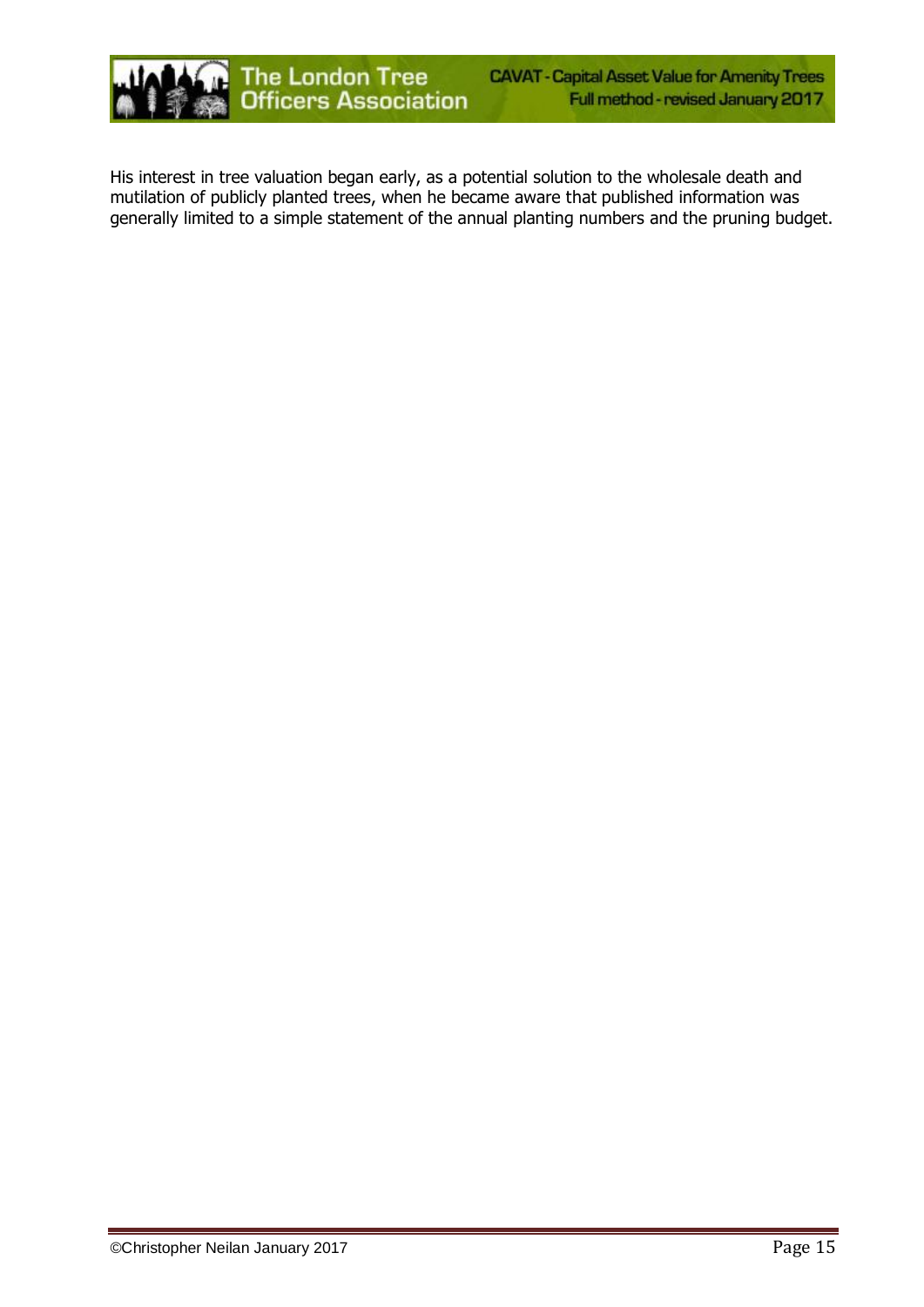His interest in tree valuation began early, as a potential solution to the wholesale death and mutilation of publicly planted trees, when he became aware that published information was generally limited to a simple statement of the annual planting numbers and the pruning budget.